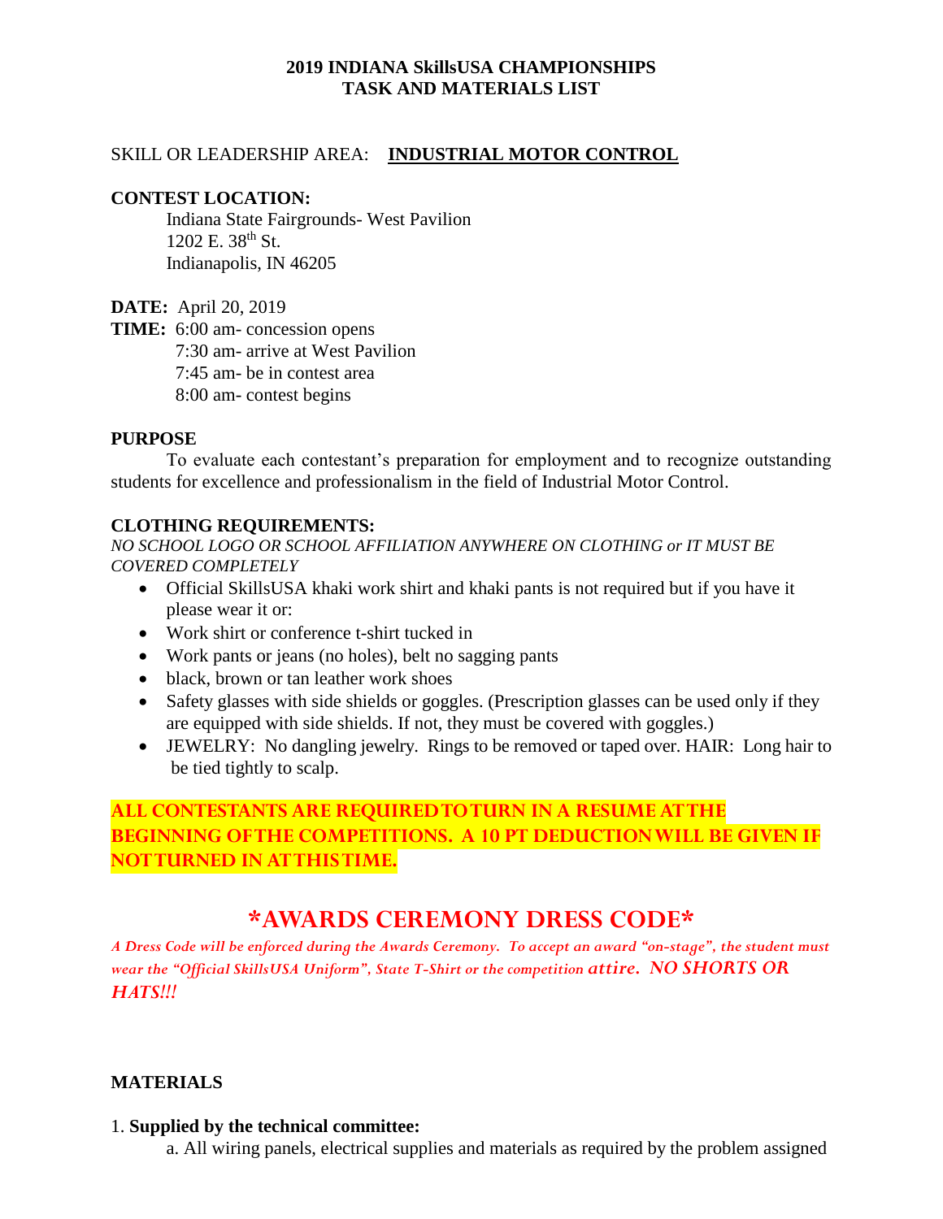# 2019 INDIANA SkillsUSA CHAMPIONSHIPS
# TASK AND MATERIALS LIST

SKILL OR LEADERSHIP AREA: **INDUSTRIAL MOTOR CONTROL**

**CONTEST LOCATION:**

Indiana State Fairgrounds- West Pavilion
1202 E. 38th St.
Indianapolis, IN 46205

**DATE:** April 20, 2019

**TIME:** 6:00 am- concession opens
7:30 am- arrive at West Pavilion
7:45 am- be in contest area
8:00 am- contest begins

**PURPOSE**

To evaluate each contestant's preparation for employment and to recognize outstanding students for excellence and professionalism in the field of Industrial Motor Control.

**CLOTHING REQUIREMENTS:**

*NO SCHOOL LOGO OR SCHOOL AFFILIATION ANYWHERE ON CLOTHING or IT MUST BE COVERED COMPLETELY*

- Official SkillsUSA khaki work shirt and khaki pants is not required but if you have it please wear it or:
- Work shirt or conference t-shirt tucked in
- Work pants or jeans (no holes), belt no sagging pants
- black, brown or tan leather work shoes
- Safety glasses with side shields or goggles. (Prescription glasses can be used only if they are equipped with side shields. If not, they must be covered with goggles.)
- JEWELRY: No dangling jewelry. Rings to be removed or taped over. HAIR: Long hair to be tied tightly to scalp.

**ALL CONTESTANTS ARE REQUIRED TO TURN IN A RESUME AT THE BEGINNING OF THE COMPETITIONS. A 10 PT DEDUCTION WILL BE GIVEN IF NOT TURNED IN AT THIS TIME.**

## *AWARDS CEREMONY DRESS CODE*

*A Dress Code will be enforced during the Awards Ceremony. To accept an award "on-stage", the student must wear the "Official SkillsUSA Uniform", State T-Shirt or the competition attire. NO SHORTS OR HATS!!!*

**MATERIALS**

1. **Supplied by the technical committee:**
   a. All wiring panels, electrical supplies and materials as required by the problem assigned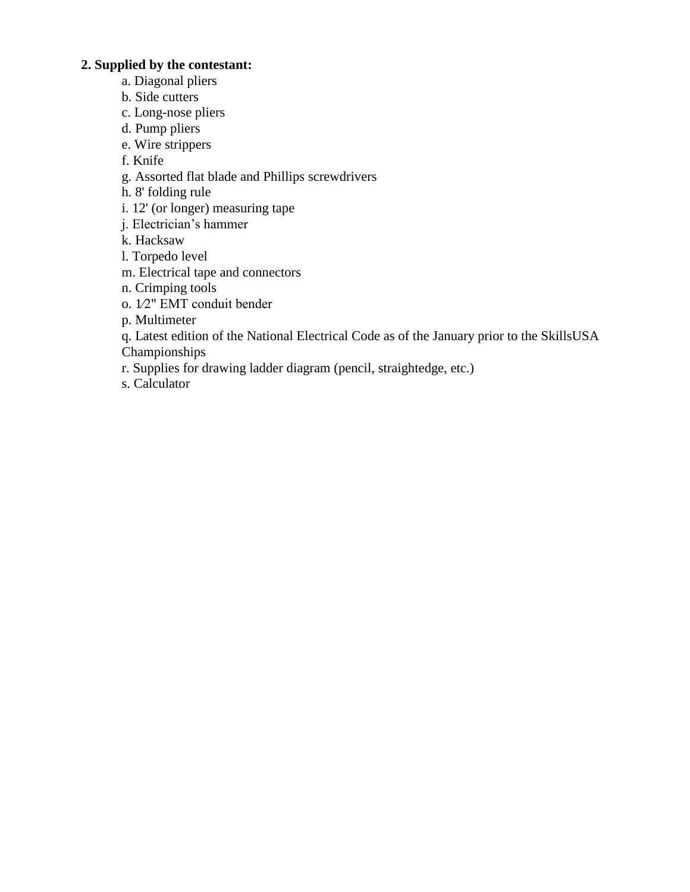**2. Supplied by the contestant:**

a. Diagonal pliers
b. Side cutters
c. Long-nose pliers
d. Pump pliers
e. Wire strippers
f. Knife
g. Assorted flat blade and Phillips screwdrivers
h. 8' folding rule
i. 12' (or longer) measuring tape
j. Electrician's hammer
k. Hacksaw
l. Torpedo level
m. Electrical tape and connectors
n. Crimping tools
o. 1⁄2" EMT conduit bender
p. Multimeter
q. Latest edition of the National Electrical Code as of the January prior to the SkillsUSA Championships
r. Supplies for drawing ladder diagram (pencil, straightedge, etc.)
s. Calculator